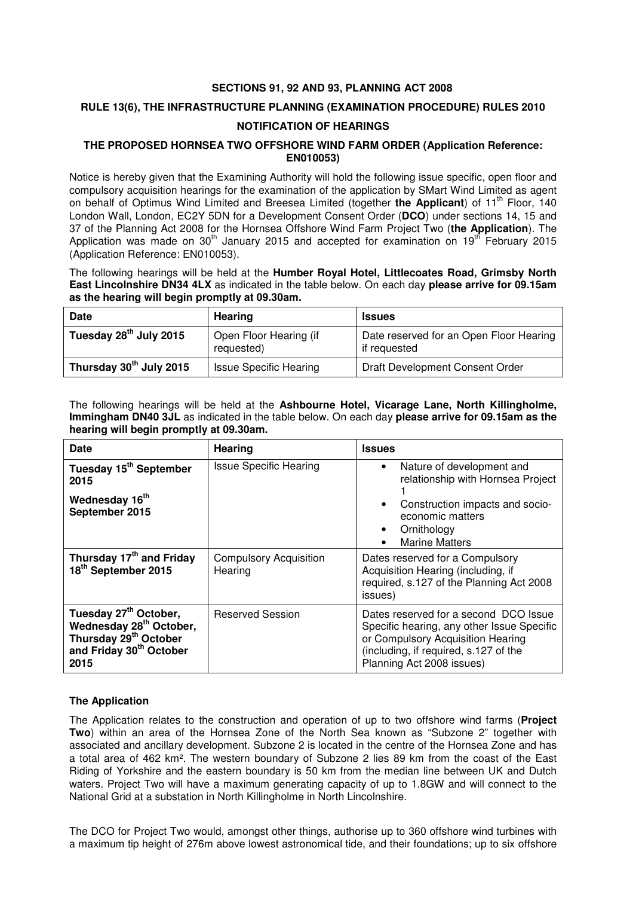**SECTIONS 91, 92 AND 93, PLANNING ACT 2008**

**RULE 13(6), THE INFRASTRUCTURE PLANNING (EXAMINATION PROCEDURE) RULES 2010**

**NOTIFICATION OF HEARINGS**

**THE PROPOSED HORNSEA TWO OFFSHORE WIND FARM ORDER (Application Reference: EN010053)**

Notice is hereby given that the Examining Authority will hold the following issue specific, open floor and compulsory acquisition hearings for the examination of the application by SMart Wind Limited as agent on behalf of Optimus Wind Limited and Breesea Limited (together **the Applicant**) of 11th Floor, 140 London Wall, London, EC2Y 5DN for a Development Consent Order (**DCO**) under sections 14, 15 and 37 of the Planning Act 2008 for the Hornsea Offshore Wind Farm Project Two (**the Application**). The Application was made on 30th January 2015 and accepted for examination on 19th February 2015 (Application Reference: EN010053).

The following hearings will be held at the **Humber Royal Hotel, Littlecoates Road, Grimsby North East Lincolnshire DN34 4LX** as indicated in the table below. On each day **please arrive for 09.15am as the hearing will begin promptly at 09.30am.**

| Date | Hearing | Issues |
|---|---|---|
| **Tuesday 28th July 2015** | Open Floor Hearing (if requested) | Date reserved for an Open Floor Hearing if requested |
| **Thursday 30th July 2015** | Issue Specific Hearing | Draft Development Consent Order |

The following hearings will be held at the **Ashbourne Hotel, Vicarage Lane, North Killingholme, Immingham DN40 3JL** as indicated in the table below. On each day **please arrive for 09.15am as the hearing will begin promptly at 09.30am.**

| Date | Hearing | Issues |
|---|---|---|
| **Tuesday 15th September 2015** <br> **Wednesday 16th September 2015** | Issue Specific Hearing | • Nature of development and relationship with Hornsea Project 1 <br> • Construction impacts and socio-economic matters <br> • Ornithology <br> • Marine Matters |
| **Thursday 17th and Friday 18th September 2015** | Compulsory Acquisition Hearing | Dates reserved for a Compulsory Acquisition Hearing (including, if required, s.127 of the Planning Act 2008 issues) |
| **Tuesday 27th October, Wednesday 28th October, Thursday 29th October and Friday 30th October 2015** | Reserved Session | Dates reserved for a second DCO Issue Specific hearing, any other Issue Specific or Compulsory Acquisition Hearing (including, if required, s.127 of the Planning Act 2008 issues) |

### The Application

The Application relates to the construction and operation of up to two offshore wind farms (**Project Two**) within an area of the Hornsea Zone of the North Sea known as "Subzone 2" together with associated and ancillary development. Subzone 2 is located in the centre of the Hornsea Zone and has a total area of 462 km². The western boundary of Subzone 2 lies 89 km from the coast of the East Riding of Yorkshire and the eastern boundary is 50 km from the median line between UK and Dutch waters. Project Two will have a maximum generating capacity of up to 1.8GW and will connect to the National Grid at a substation in North Killingholme in North Lincolnshire.

The DCO for Project Two would, amongst other things, authorise up to 360 offshore wind turbines with a maximum tip height of 276m above lowest astronomical tide, and their foundations; up to six offshore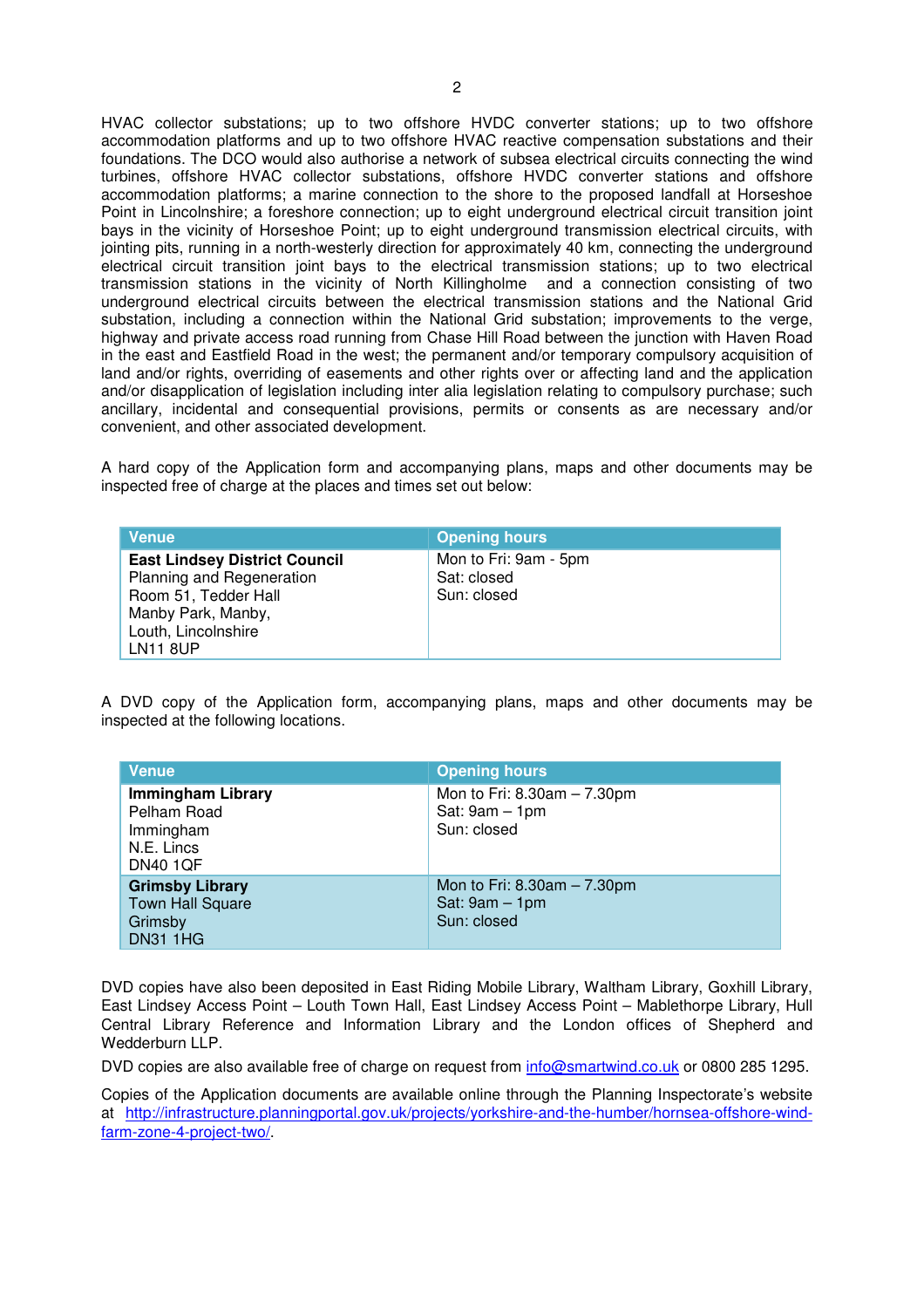HVAC collector substations; up to two offshore HVDC converter stations; up to two offshore accommodation platforms and up to two offshore HVAC reactive compensation substations and their foundations. The DCO would also authorise a network of subsea electrical circuits connecting the wind turbines, offshore HVAC collector substations, offshore HVDC converter stations and offshore accommodation platforms; a marine connection to the shore to the proposed landfall at Horseshoe Point in Lincolnshire; a foreshore connection; up to eight underground electrical circuit transition joint bays in the vicinity of Horseshoe Point; up to eight underground transmission electrical circuits, with jointing pits, running in a north-westerly direction for approximately 40 km, connecting the underground electrical circuit transition joint bays to the electrical transmission stations; up to two electrical transmission stations in the vicinity of North Killingholme and a connection consisting of two underground electrical circuits between the electrical transmission stations and the National Grid substation, including a connection within the National Grid substation; improvements to the verge, highway and private access road running from Chase Hill Road between the junction with Haven Road in the east and Eastfield Road in the west; the permanent and/or temporary compulsory acquisition of land and/or rights, overriding of easements and other rights over or affecting land and the application and/or disapplication of legislation including inter alia legislation relating to compulsory purchase; such ancillary, incidental and consequential provisions, permits or consents as are necessary and/or convenient, and other associated development.

A hard copy of the Application form and accompanying plans, maps and other documents may be inspected free of charge at the places and times set out below:

| Venue | Opening hours |
|---|---|
| **East Lindsey District Council**<br>Planning and Regeneration<br>Room 51, Tedder Hall<br>Manby Park, Manby,<br>Louth, Lincolnshire<br>LN11 8UP | Mon to Fri: 9am - 5pm<br>Sat: closed<br>Sun: closed |

A DVD copy of the Application form, accompanying plans, maps and other documents may be inspected at the following locations.

| Venue | Opening hours |
|---|---|
| **Immingham Library**<br>Pelham Road<br>Immingham<br>N.E. Lincs<br>DN40 1QF | Mon to Fri: 8.30am – 7.30pm<br>Sat: 9am – 1pm<br>Sun: closed |
| **Grimsby Library**<br>Town Hall Square<br>Grimsby<br>DN31 1HG | Mon to Fri: 8.30am – 7.30pm<br>Sat: 9am – 1pm<br>Sun: closed |

DVD copies have also been deposited in East Riding Mobile Library, Waltham Library, Goxhill Library, East Lindsey Access Point – Louth Town Hall, East Lindsey Access Point – Mablethorpe Library, Hull Central Library Reference and Information Library and the London offices of Shepherd and Wedderburn LLP.

DVD copies are also available free of charge on request from info@smartwind.co.uk or 0800 285 1295.

Copies of the Application documents are available online through the Planning Inspectorate's website at http://infrastructure.planningportal.gov.uk/projects/yorkshire-and-the-humber/hornsea-offshore-wind-farm-zone-4-project-two/.